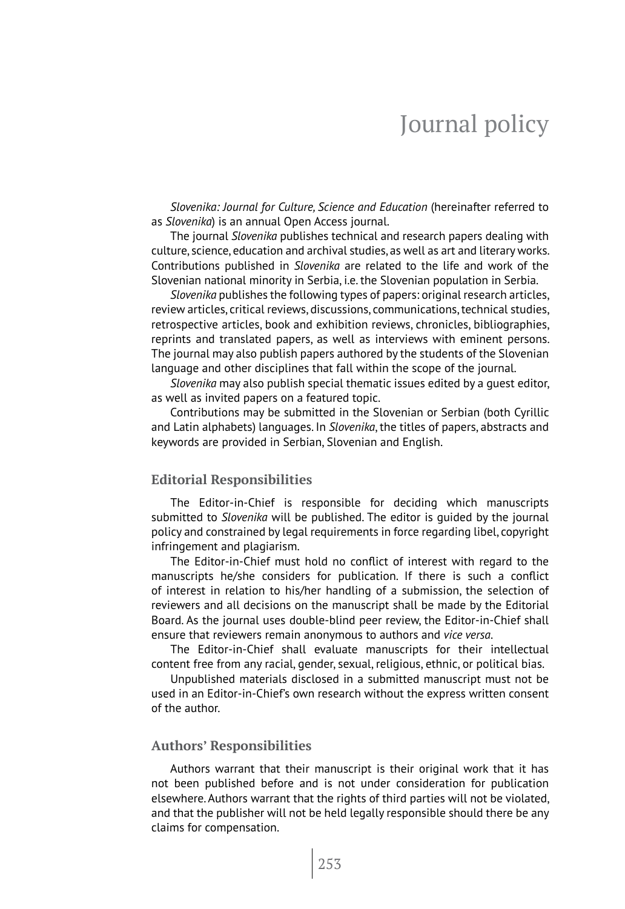# Journal policy

*Slovenika: Journal for Culture, Science and Education* (hereinafter referred to as *Slovenika*) is an annual Open Access journal.

The journal *Slovenika* publishes technical and research papers dealing with culture, science, education and archival studies, as well as art and literary works. Contributions published in *Slovenika* are related to the life and work of the Slovenian national minority in Serbia, i.e. the Slovenian population in Serbia.

*Slovenika* publishes the following types of papers: original research articles, review articles, critical reviews, discussions, communications, technical studies, retrospective articles, book and exhibition reviews, chronicles, bibliographies, reprints and translated papers, as well as interviews with eminent persons. The journal may also publish papers authored by the students of the Slovenian language and other disciplines that fall within the scope of the journal.

*Slovenika* may also publish special thematic issues edited by a guest editor, as well as invited papers on a featured topic.

Contributions may be submitted in the Slovenian or Serbian (both Cyrillic and Latin alphabets) languages. In *Slovenika*, the titles of papers, abstracts and keywords are provided in Serbian, Slovenian and English.

## Editorial Responsibilities

The Editor-in-Chief is responsible for deciding which manuscripts submitted to *Slovenika* will be published. The editor is guided by the journal policy and constrained by legal requirements in force regarding libel, copyright infringement and plagiarism.

The Editor-in-Chief must hold no conflict of interest with regard to the manuscripts he/she considers for publication. If there is such a conflict of interest in relation to his/her handling of a submission, the selection of reviewers and all decisions on the manuscript shall be made by the Editorial Board. As the journal uses double-blind peer review, the Editor-in-Chief shall ensure that reviewers remain anonymous to authors and *vice versa*.

The Editor-in-Chief shall evaluate manuscripts for their intellectual content free from any racial, gender, sexual, religious, ethnic, or political bias.

Unpublished materials disclosed in a submitted manuscript must not be used in an Editor-in-Chief's own research without the express written consent of the author.

## Authors' Responsibilities

Authors warrant that their manuscript is their original work that it has not been published before and is not under consideration for publication elsewhere. Authors warrant that the rights of third parties will not be violated, and that the publisher will not be held legally responsible should there be any claims for compensation.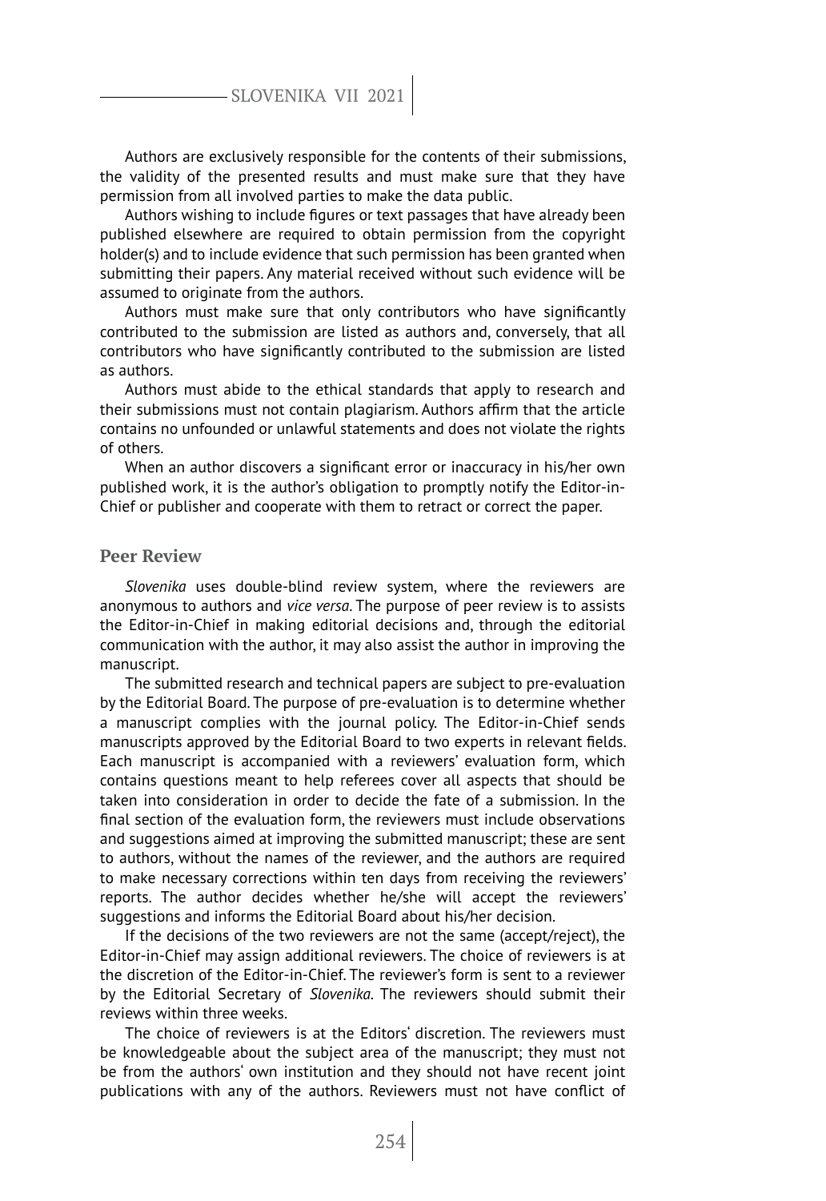Authors are exclusively responsible for the contents of their submissions, the validity of the presented results and must make sure that they have permission from all involved parties to make the data public.

Authors wishing to include figures or text passages that have already been published elsewhere are required to obtain permission from the copyright holder(s) and to include evidence that such permission has been granted when submitting their papers. Any material received without such evidence will be assumed to originate from the authors.

Authors must make sure that only contributors who have significantly contributed to the submission are listed as authors and, conversely, that all contributors who have significantly contributed to the submission are listed as authors.

Authors must abide to the ethical standards that apply to research and their submissions must not contain plagiarism. Authors affirm that the article contains no unfounded or unlawful statements and does not violate the rights of others.

When an author discovers a significant error or inaccuracy in his/her own published work, it is the author's obligation to promptly notify the Editor-in-Chief or publisher and cooperate with them to retract or correct the paper.

## Peer Review

*Slovenika* uses double-blind review system, where the reviewers are anonymous to authors and *vice versa*. The purpose of peer review is to assists the Editor-in-Chief in making editorial decisions and, through the editorial communication with the author, it may also assist the author in improving the manuscript.

The submitted research and technical papers are subject to pre-evaluation by the Editorial Board. The purpose of pre-evaluation is to determine whether a manuscript complies with the journal policy. The Editor-in-Chief sends manuscripts approved by the Editorial Board to two experts in relevant fields. Each manuscript is accompanied with a reviewers' evaluation form, which contains questions meant to help referees cover all aspects that should be taken into consideration in order to decide the fate of a submission. In the final section of the evaluation form, the reviewers must include observations and suggestions aimed at improving the submitted manuscript; these are sent to authors, without the names of the reviewer, and the authors are required to make necessary corrections within ten days from receiving the reviewers' reports. The author decides whether he/she will accept the reviewers' suggestions and informs the Editorial Board about his/her decision.

If the decisions of the two reviewers are not the same (accept/reject), the Editor-in-Chief may assign additional reviewers. The choice of reviewers is at the discretion of the Editor-in-Chief. The reviewer's form is sent to a reviewer by the Editorial Secretary of *Slovenika*. The reviewers should submit their reviews within three weeks.

The choice of reviewers is at the Editors' discretion. The reviewers must be knowledgeable about the subject area of the manuscript; they must not be from the authors' own institution and they should not have recent joint publications with any of the authors. Reviewers must not have conflict of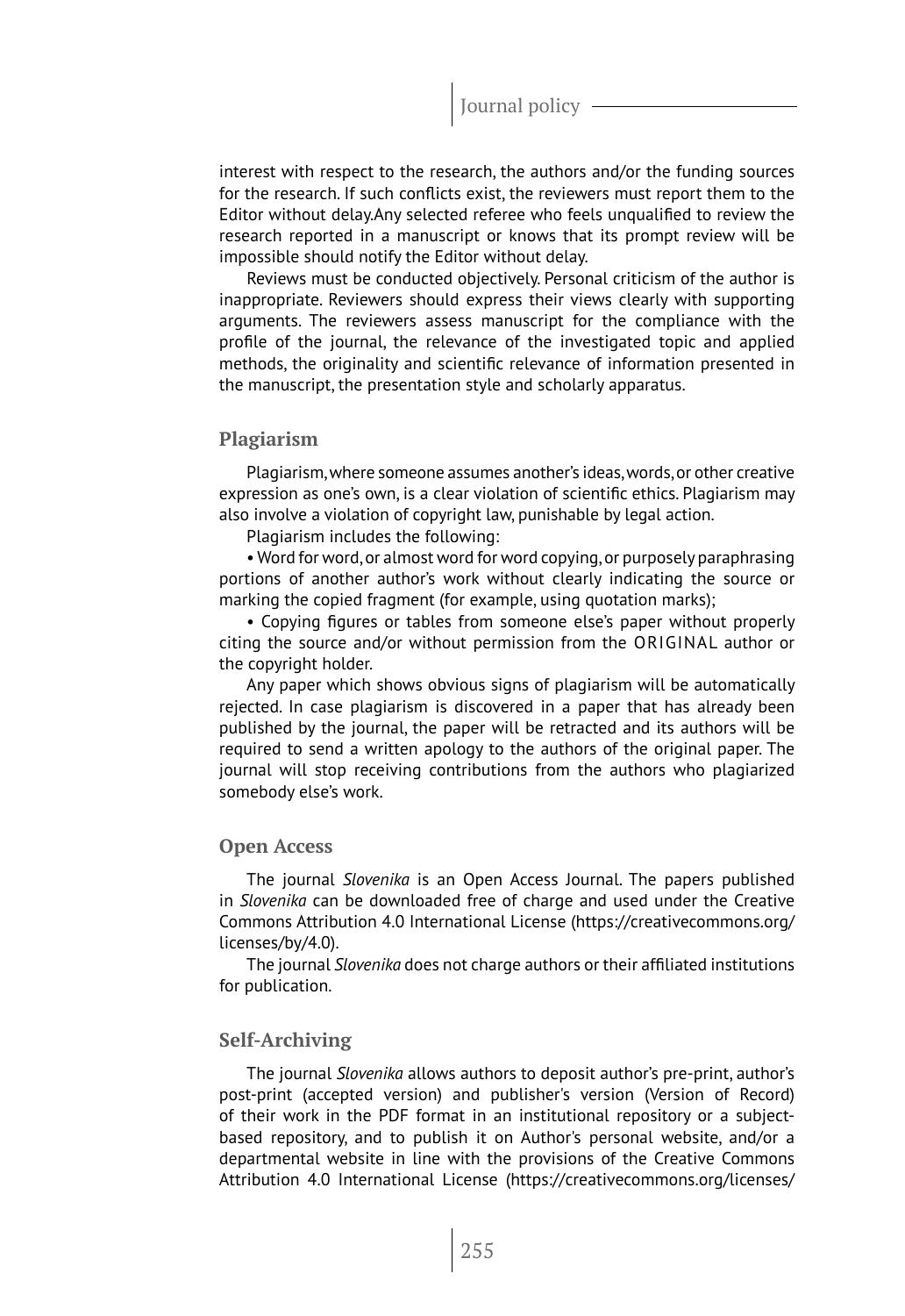interest with respect to the research, the authors and/or the funding sources for the research. If such conflicts exist, the reviewers must report them to the Editor without delay.Any selected referee who feels unqualified to review the research reported in a manuscript or knows that its prompt review will be impossible should notify the Editor without delay.

Reviews must be conducted objectively. Personal criticism of the author is inappropriate. Reviewers should express their views clearly with supporting arguments. The reviewers assess manuscript for the compliance with the profile of the journal, the relevance of the investigated topic and applied methods, the originality and scientific relevance of information presented in the manuscript, the presentation style and scholarly apparatus.

## Plagiarism

Plagiarism, where someone assumes another's ideas, words, or other creative expression as one's own, is a clear violation of scientific ethics. Plagiarism may also involve a violation of copyright law, punishable by legal action.

Plagiarism includes the following:

• Word for word, or almost word for word copying, or purposely paraphrasing portions of another author's work without clearly indicating the source or marking the copied fragment (for example, using quotation marks);

• Copying figures or tables from someone else's paper without properly citing the source and/or without permission from the ORIGINAL author or the copyright holder.

Any paper which shows obvious signs of plagiarism will be automatically rejected. In case plagiarism is discovered in a paper that has already been published by the journal, the paper will be retracted and its authors will be required to send a written apology to the authors of the original paper. The journal will stop receiving contributions from the authors who plagiarized somebody else's work.

## Open Access

The journal *Slovenika* is an Open Access Journal. The papers published in *Slovenika* can be downloaded free of charge and used under the Creative Commons Attribution 4.0 International License (https://creativecommons.org/licenses/by/4.0).

The journal *Slovenika* does not charge authors or their affiliated institutions for publication.

## Self-Archiving

The journal *Slovenika* allows authors to deposit author's pre-print, author's post-print (accepted version) and publisher's version (Version of Record) of their work in the PDF format in an institutional repository or a subject-based repository, and to publish it on Author's personal website, and/or a departmental website in line with the provisions of the Creative Commons Attribution 4.0 International License (https://creativecommons.org/licenses/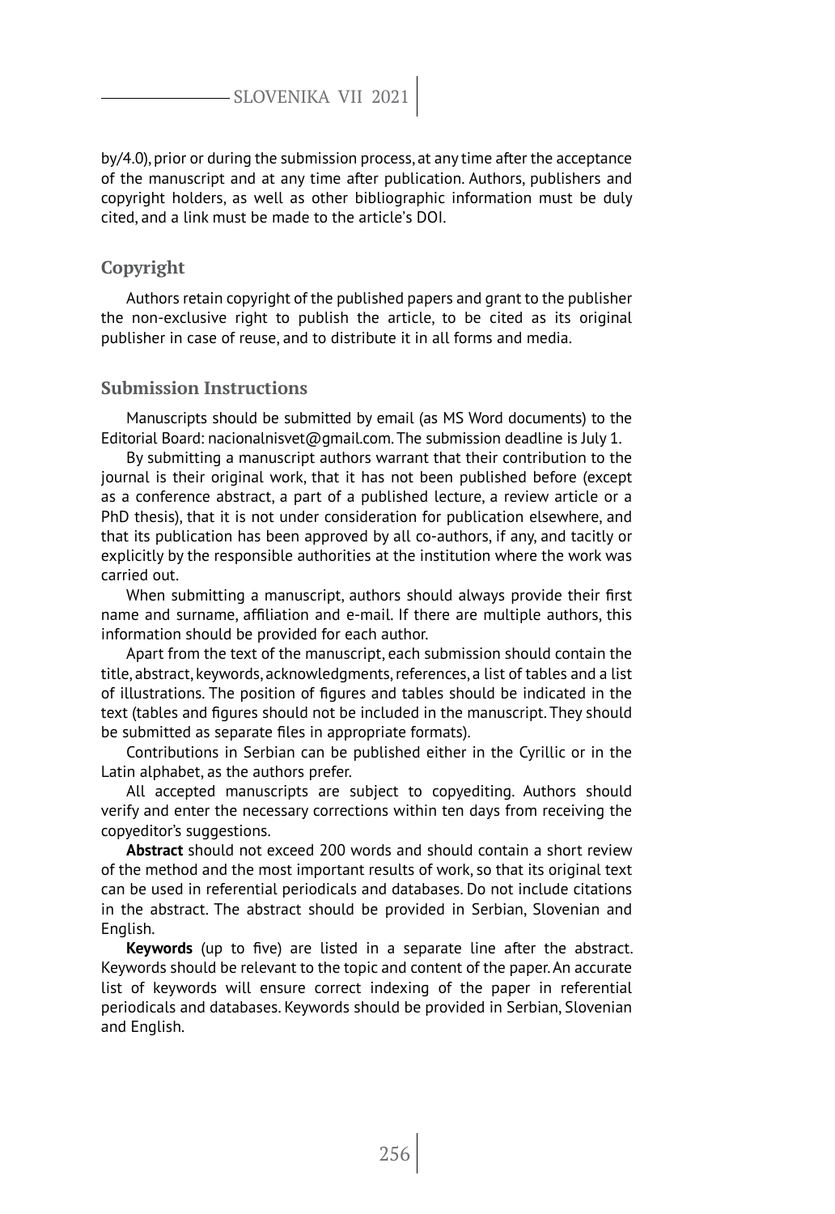by/4.0), prior or during the submission process, at any time after the acceptance of the manuscript and at any time after publication. Authors, publishers and copyright holders, as well as other bibliographic information must be duly cited, and a link must be made to the article's DOI.

## Copyright

Authors retain copyright of the published papers and grant to the publisher the non-exclusive right to publish the article, to be cited as its original publisher in case of reuse, and to distribute it in all forms and media.

## Submission Instructions

Manuscripts should be submitted by email (as MS Word documents) to the Editorial Board: nacionalnisvet@gmail.com. The submission deadline is July 1.

By submitting a manuscript authors warrant that their contribution to the journal is their original work, that it has not been published before (except as a conference abstract, a part of a published lecture, a review article or a PhD thesis), that it is not under consideration for publication elsewhere, and that its publication has been approved by all co-authors, if any, and tacitly or explicitly by the responsible authorities at the institution where the work was carried out.

When submitting a manuscript, authors should always provide their first name and surname, affiliation and e-mail. If there are multiple authors, this information should be provided for each author.

Apart from the text of the manuscript, each submission should contain the title, abstract, keywords, acknowledgments, references, a list of tables and a list of illustrations. The position of figures and tables should be indicated in the text (tables and figures should not be included in the manuscript. They should be submitted as separate files in appropriate formats).

Contributions in Serbian can be published either in the Cyrillic or in the Latin alphabet, as the authors prefer.

All accepted manuscripts are subject to copyediting. Authors should verify and enter the necessary corrections within ten days from receiving the copyeditor's suggestions.

**Abstract** should not exceed 200 words and should contain a short review of the method and the most important results of work, so that its original text can be used in referential periodicals and databases. Do not include citations in the abstract. The abstract should be provided in Serbian, Slovenian and English.

**Keywords** (up to five) are listed in a separate line after the abstract. Keywords should be relevant to the topic and content of the paper. An accurate list of keywords will ensure correct indexing of the paper in referential periodicals and databases. Keywords should be provided in Serbian, Slovenian and English.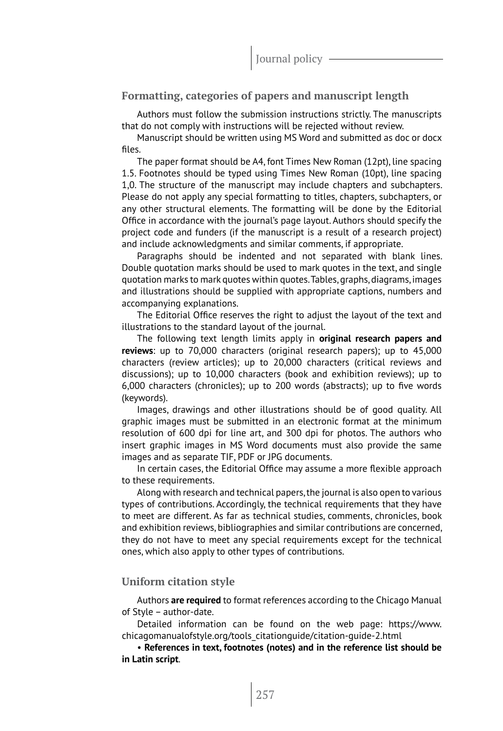## Formatting, categories of papers and manuscript length

Authors must follow the submission instructions strictly. The manuscripts that do not comply with instructions will be rejected without review.

Manuscript should be written using MS Word and submitted as doc or docx files.

The paper format should be A4, font Times New Roman (12pt), line spacing 1.5. Footnotes should be typed using Times New Roman (10pt), line spacing 1,0. The structure of the manuscript may include chapters and subchapters. Please do not apply any special formatting to titles, chapters, subchapters, or any other structural elements. The formatting will be done by the Editorial Office in accordance with the journal's page layout. Authors should specify the project code and funders (if the manuscript is a result of a research project) and include acknowledgments and similar comments, if appropriate.

Paragraphs should be indented and not separated with blank lines. Double quotation marks should be used to mark quotes in the text, and single quotation marks to mark quotes within quotes. Tables, graphs, diagrams, images and illustrations should be supplied with appropriate captions, numbers and accompanying explanations.

The Editorial Office reserves the right to adjust the layout of the text and illustrations to the standard layout of the journal.

The following text length limits apply in **original research papers and reviews**: up to 70,000 characters (original research papers); up to 45,000 characters (review articles); up to 20,000 characters (critical reviews and discussions); up to 10,000 characters (book and exhibition reviews); up to 6,000 characters (chronicles); up to 200 words (abstracts); up to five words (keywords).

Images, drawings and other illustrations should be of good quality. All graphic images must be submitted in an electronic format at the minimum resolution of 600 dpi for line art, and 300 dpi for photos. The authors who insert graphic images in MS Word documents must also provide the same images and as separate TIF, PDF or JPG documents.

In certain cases, the Editorial Office may assume a more flexible approach to these requirements.

Along with research and technical papers, the journal is also open to various types of contributions. Accordingly, the technical requirements that they have to meet are different. As far as technical studies, comments, chronicles, book and exhibition reviews, bibliographies and similar contributions are concerned, they do not have to meet any special requirements except for the technical ones, which also apply to other types of contributions.

## Uniform citation style

Authors **are required** to format references according to the Chicago Manual of Style – author-date.

Detailed information can be found on the web page: https://www.chicagomanualofstyle.org/tools_citationguide/citation-guide-2.html

• **References in text, footnotes (notes) and in the reference list should be in Latin script**.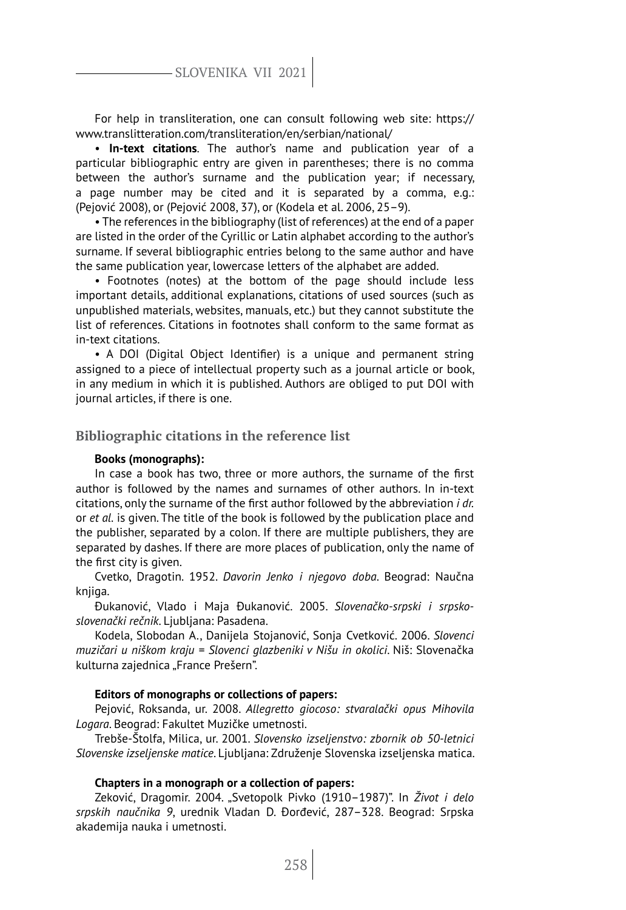For help in transliteration, one can consult following web site: https://www.translitteration.com/transliteration/en/serbian/national/

• **In-text citations**. The author's name and publication year of a particular bibliographic entry are given in parentheses; there is no comma between the author's surname and the publication year; if necessary, a page number may be cited and it is separated by a comma, e.g.: (Pejović 2008), or (Pejović 2008, 37), or (Kodela et al. 2006, 25–9).

• The references in the bibliography (list of references) at the end of a paper are listed in the order of the Cyrillic or Latin alphabet according to the author's surname. If several bibliographic entries belong to the same author and have the same publication year, lowercase letters of the alphabet are added.

• Footnotes (notes) at the bottom of the page should include less important details, additional explanations, citations of used sources (such as unpublished materials, websites, manuals, etc.) but they cannot substitute the list of references. Citations in footnotes shall conform to the same format as in-text citations.

• A DOI (Digital Object Identifier) is a unique and permanent string assigned to a piece of intellectual property such as a journal article or book, in any medium in which it is published. Authors are obliged to put DOI with journal articles, if there is one.

## Bibliographic citations in the reference list

**Books (monographs):**

In case a book has two, three or more authors, the surname of the first author is followed by the names and surnames of other authors. In in-text citations, only the surname of the first author followed by the abbreviation *i dr.* or *et al.* is given. The title of the book is followed by the publication place and the publisher, separated by a colon. If there are multiple publishers, they are separated by dashes. If there are more places of publication, only the name of the first city is given.

Cvetko, Dragotin. 1952. *Davorin Jenko i njegovo doba*. Beograd: Naučna knjiga.

Đukanović, Vlado i Maja Đukanović. 2005. *Slovenačko-srpski i srpsko-slovenački rečnik*. Ljubljana: Pasadena.

Kodela, Slobodan A., Danijela Stojanović, Sonja Cvetković. 2006. *Slovenci muzičari u niškom kraju = Slovenci glazbeniki v Nišu in okolici*. Niš: Slovenačka kulturna zajednica „France Prešern".

**Editors of monographs or collections of papers:**

Pejović, Roksanda, ur. 2008. *Allegretto giocoso: stvaralački opus Mihovila Logara*. Beograd: Fakultet Muzičke umetnosti.

Trebše-Štolfa, Milica, ur. 2001. *Slovensko izseljenstvo: zbornik ob 50-letnici Slovenske izseljenske matice*. Ljubljana: Združenje Slovenska izseljenska matica.

**Chapters in a monograph or a collection of papers:**

Zeković, Dragomir. 2004. „Svetopolk Pivko (1910–1987)". In *Život i delo srpskih naučnika 9*, urednik Vladan D. Đorđević, 287–328. Beograd: Srpska akademija nauka i umetnosti.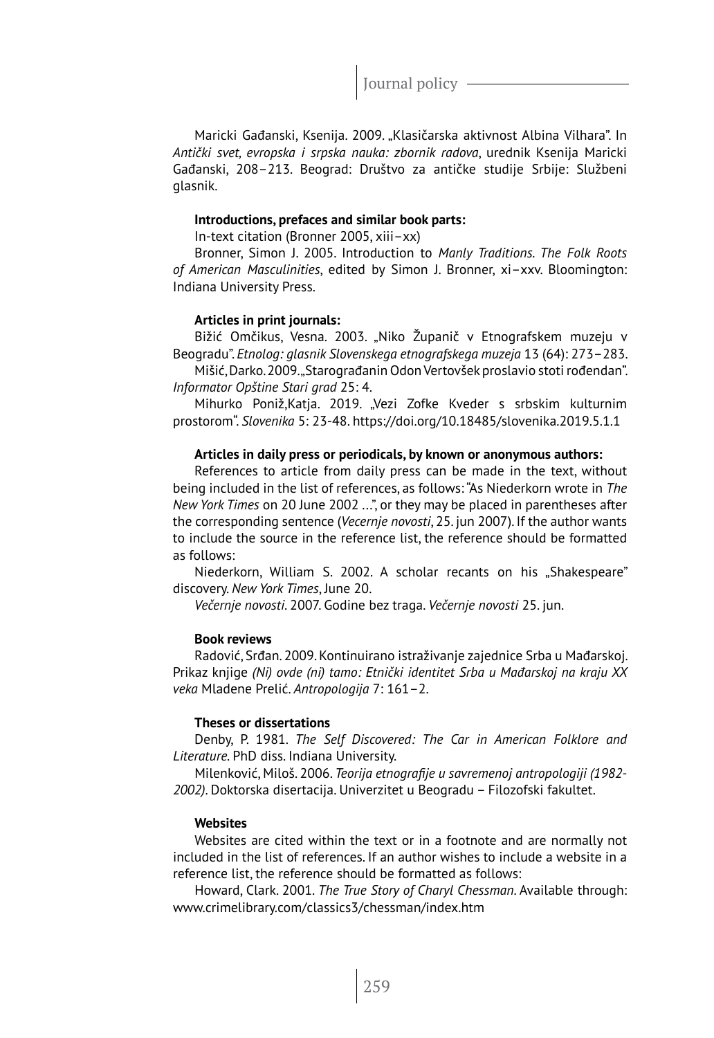Maricki Gađanski, Ksenija. 2009. „Klasičarska aktivnost Albina Vilhara". In *Antički svet, evropska i srpska nauka: zbornik radova*, urednik Ksenija Maricki Gađanski, 208–213. Beograd: Društvo za antičke studije Srbije: Službeni glasnik.

**Introductions, prefaces and similar book parts:**

In-text citation (Bronner 2005, xiii–xx)

Bronner, Simon J. 2005. Introduction to *Manly Traditions. The Folk Roots of American Masculinities*, edited by Simon J. Bronner, xi–xxv. Bloomington: Indiana University Press.

**Articles in print journals:**

Bižić Omčikus, Vesna. 2003. „Niko Županič v Etnografskem muzeju v Beogradu". *Etnolog: glasnik Slovenskega etnografskega muzeja* 13 (64): 273–283.

Mišić, Darko. 2009. „Starograđanin Odon Vertovšek proslavio stoti rođendan". *Informator Opštine Stari grad* 25: 4.

Mihurko Poniž,Katja. 2019. „Vezi Zofke Kveder s srbskim kulturnim prostorom". *Slovenika* 5: 23-48. https://doi.org/10.18485/slovenika.2019.5.1.1

**Articles in daily press or periodicals, by known or anonymous authors:**

References to article from daily press can be made in the text, without being included in the list of references, as follows: "As Niederkorn wrote in *The New York Times* on 20 June 2002 ...", or they may be placed in parentheses after the corresponding sentence (*Vecernje novosti*, 25. jun 2007). If the author wants to include the source in the reference list, the reference should be formatted as follows:

Niederkorn, William S. 2002. A scholar recants on his „Shakespeare" discovery. *New York Times*, June 20.

*Večernje novosti*. 2007. Godine bez traga. *Večernje novosti* 25. jun.

**Book reviews**

Radović, Srđan. 2009. Kontinuirano istraživanje zajednice Srba u Mađarskoj. Prikaz knjige *(Ni) ovde (ni) tamo: Etnički identitet Srba u Mađarskoj na kraju XX veka* Mladene Prelić. *Antropologija* 7: 161–2.

**Theses or dissertations**

Denby, P. 1981. *The Self Discovered: The Car in American Folklore and Literature*. PhD diss. Indiana University.

Milenković, Miloš. 2006. *Teorija etnografije u savremenoj antropologiji (1982-2002)*. Doktorska disertacija. Univerzitet u Beogradu – Filozofski fakultet.

**Websites**

Websites are cited within the text or in a footnote and are normally not included in the list of references. If an author wishes to include a website in a reference list, the reference should be formatted as follows:

Howard, Clark. 2001. *The True Story of Charyl Chessman*. Available through: www.crimelibrary.com/classics3/chessman/index.htm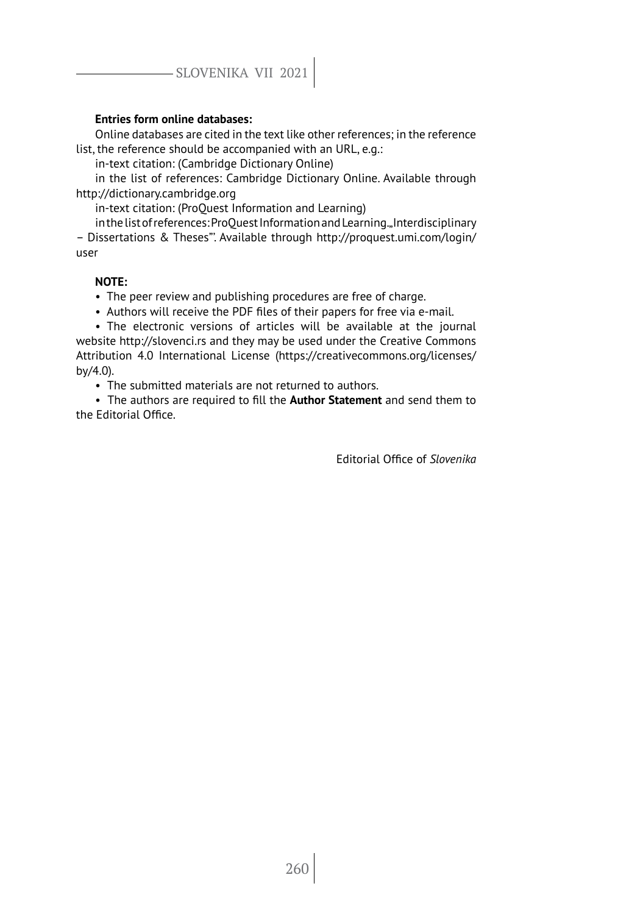**Entries form online databases:**

Online databases are cited in the text like other references; in the reference list, the reference should be accompanied with an URL, e.g.:

in-text citation: (Cambridge Dictionary Online)

in the list of references: Cambridge Dictionary Online. Available through http://dictionary.cambridge.org

in-text citation: (ProQuest Information and Learning)

in the list of references: ProQuest Information and Learning. „Interdisciplinary – Dissertations & Theses"'. Available through http://proquest.umi.com/login/user

**NOTE:**

• The peer review and publishing procedures are free of charge.

• Authors will receive the PDF files of their papers for free via e-mail.

• The electronic versions of articles will be available at the journal website http://slovenci.rs and they may be used under the Creative Commons Attribution 4.0 International License (https://creativecommons.org/licenses/by/4.0).

• The submitted materials are not returned to authors.

• The authors are required to fill the **Author Statement** and send them to the Editorial Office.

Editorial Office of *Slovenika*